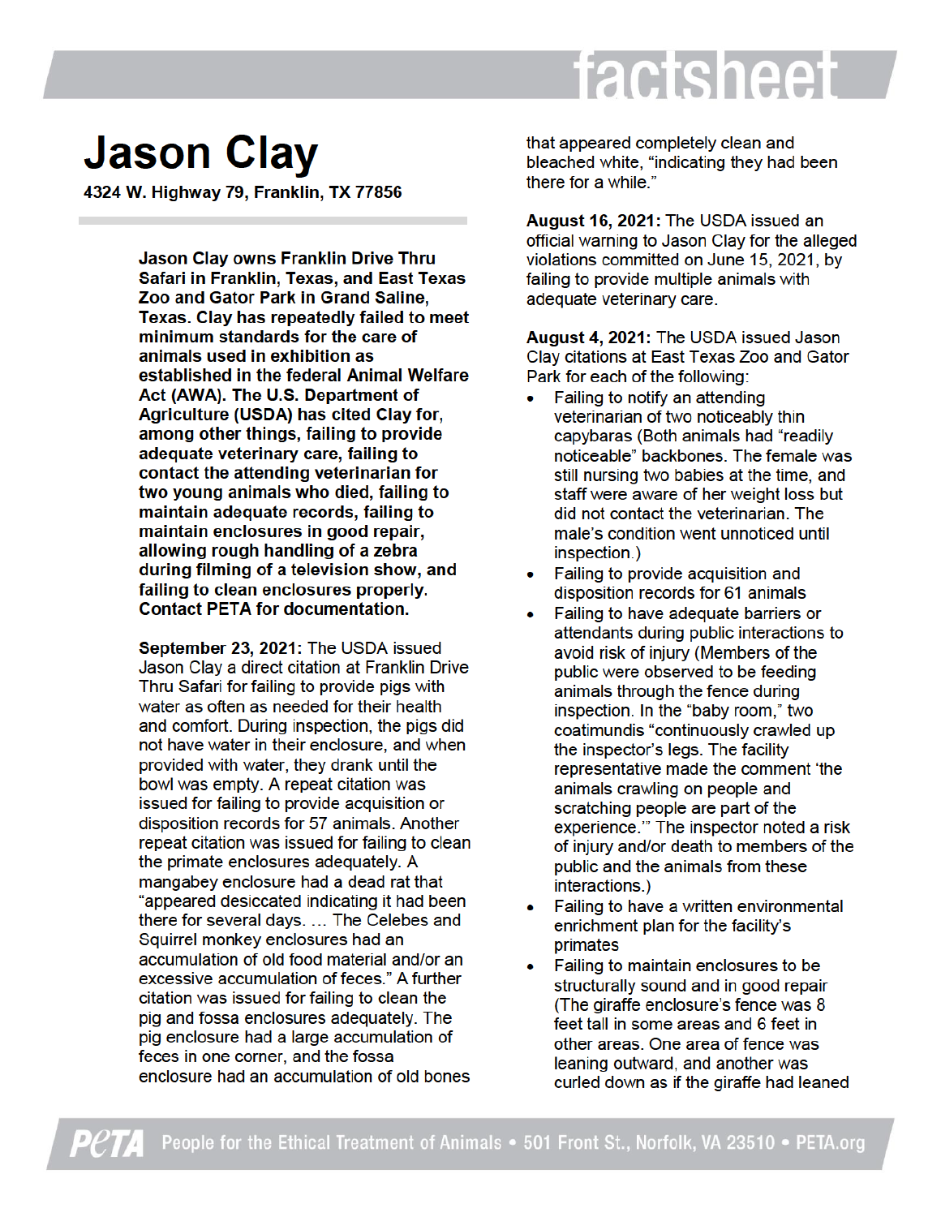# Jason Clay

**4324 W. Highway 79, Franklin, TX 77856**

**Jason Clay owns Franklin Drive Thru Safari in Franklin, Texas, and East Texas Zoo and Gator Park in Grand Saline, Texas. Clay has repeatedly failed to meet minimum standards for the care of animals used in exhibition as established in the federal Animal Welfare Act (AWA). The U.S. Department of Agriculture (USDA) has cited Clay for, among other things, failing to provide adequate veterinary care, failing to contact the attending veterinarian for two young animals who died, failing to maintain adequate records, failing to maintain enclosures in good repair, allowing rough handling of a zebra during filming of a television show, and failing to clean enclosures properly. Contact PETA for documentation.**

**September 23, 2021:** The USDA issued Jason Clay a direct citation at Franklin Drive Thru Safari for failing to provide pigs with water as often as needed for their health and comfort. During inspection, the pigs did not have water in their enclosure, and when provided with water, they drank until the bowl was empty. A repeat citation was issued for failing to provide acquisition or disposition records for 57 animals. Another repeat citation was issued for failing to clean the primate enclosures adequately. A mangabey enclosure had a dead rat that "appeared desiccated indicating it had been there for several days. … The Celebes and Squirrel monkey enclosures had an accumulation of old food material and/or an excessive accumulation of feces." A further citation was issued for failing to clean the pig and fossa enclosures adequately. The pig enclosure had a large accumulation of feces in one corner, and the fossa enclosure had an accumulation of old bones that appeared completely clean and bleached white, "indicating they had been there for a while."

**August 16, 2021:** The USDA issued an official warning to Jason Clay for the alleged violations committed on June 15, 2021, by failing to provide multiple animals with adequate veterinary care.

**August 4, 2021:** The USDA issued Jason Clay citations at East Texas Zoo and Gator Park for each of the following:

- Failing to notify an attending veterinarian of two noticeably thin capybaras (Both animals had "readily noticeable" backbones. The female was still nursing two babies at the time, and staff were aware of her weight loss but did not contact the veterinarian. The male's condition went unnoticed until inspection.)
- Failing to provide acquisition and disposition records for 61 animals
- Failing to have adequate barriers or attendants during public interactions to avoid risk of injury (Members of the public were observed to be feeding animals through the fence during inspection. In the "baby room," two coatimundis "continuously crawled up the inspector's legs. The facility representative made the comment 'the animals crawling on people and scratching people are part of the experience.'" The inspector noted a risk of injury and/or death to members of the public and the animals from these interactions.)
- Failing to have a written environmental enrichment plan for the facility's primates
- Failing to maintain enclosures to be structurally sound and in good repair (The giraffe enclosure's fence was 8 feet tall in some areas and 6 feet in other areas. One area of fence was leaning outward, and another was curled down as if the giraffe had leaned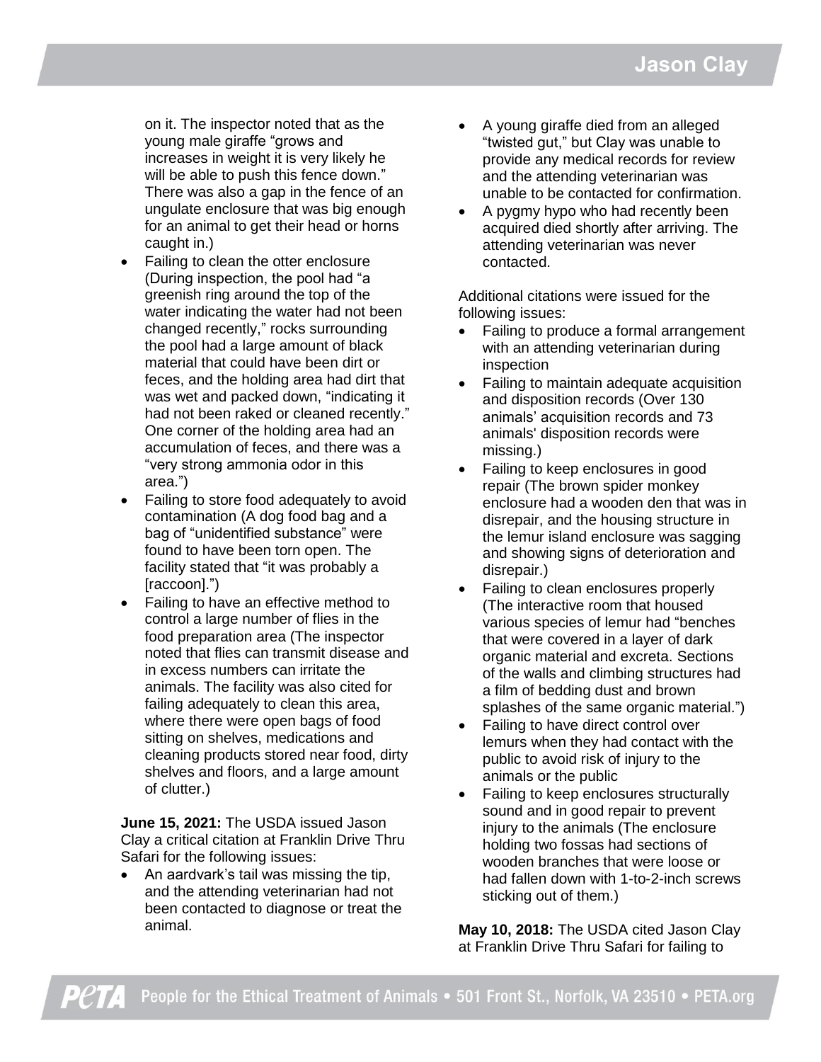on it. The inspector noted that as the young male giraffe "grows and increases in weight it is very likely he will be able to push this fence down." There was also a gap in the fence of an ungulate enclosure that was big enough for an animal to get their head or horns caught in.)

- Failing to clean the otter enclosure (During inspection, the pool had "a greenish ring around the top of the water indicating the water had not been changed recently," rocks surrounding the pool had a large amount of black material that could have been dirt or feces, and the holding area had dirt that was wet and packed down, "indicating it had not been raked or cleaned recently." One corner of the holding area had an accumulation of feces, and there was a "very strong ammonia odor in this area.")
- Failing to store food adequately to avoid contamination (A dog food bag and a bag of "unidentified substance" were found to have been torn open. The facility stated that "it was probably a [raccoon].")
- Failing to have an effective method to control a large number of flies in the food preparation area (The inspector noted that flies can transmit disease and in excess numbers can irritate the animals. The facility was also cited for failing adequately to clean this area, where there were open bags of food sitting on shelves, medications and cleaning products stored near food, dirty shelves and floors, and a large amount of clutter.)

**June 15, 2021:** The USDA issued Jason Clay a critical citation at Franklin Drive Thru Safari for the following issues:

- An aardvark's tail was missing the tip, and the attending veterinarian had not been contacted to diagnose or treat the animal.
- A young giraffe died from an alleged "twisted gut," but Clay was unable to provide any medical records for review and the attending veterinarian was unable to be contacted for confirmation.
- A pygmy hypo who had recently been acquired died shortly after arriving. The attending veterinarian was never contacted.

Additional citations were issued for the following issues:

- Failing to produce a formal arrangement with an attending veterinarian during inspection
- Failing to maintain adequate acquisition and disposition records (Over 130 animals' acquisition records and 73 animals' disposition records were missing.)
- Failing to keep enclosures in good repair (The brown spider monkey enclosure had a wooden den that was in disrepair, and the housing structure in the lemur island enclosure was sagging and showing signs of deterioration and disrepair.)
- Failing to clean enclosures properly (The interactive room that housed various species of lemur had "benches that were covered in a layer of dark organic material and excreta. Sections of the walls and climbing structures had a film of bedding dust and brown splashes of the same organic material.")
- Failing to have direct control over lemurs when they had contact with the public to avoid risk of injury to the animals or the public
- Failing to keep enclosures structurally sound and in good repair to prevent injury to the animals (The enclosure holding two fossas had sections of wooden branches that were loose or had fallen down with 1-to-2-inch screws sticking out of them.)

**May 10, 2018:** The USDA cited Jason Clay at Franklin Drive Thru Safari for failing to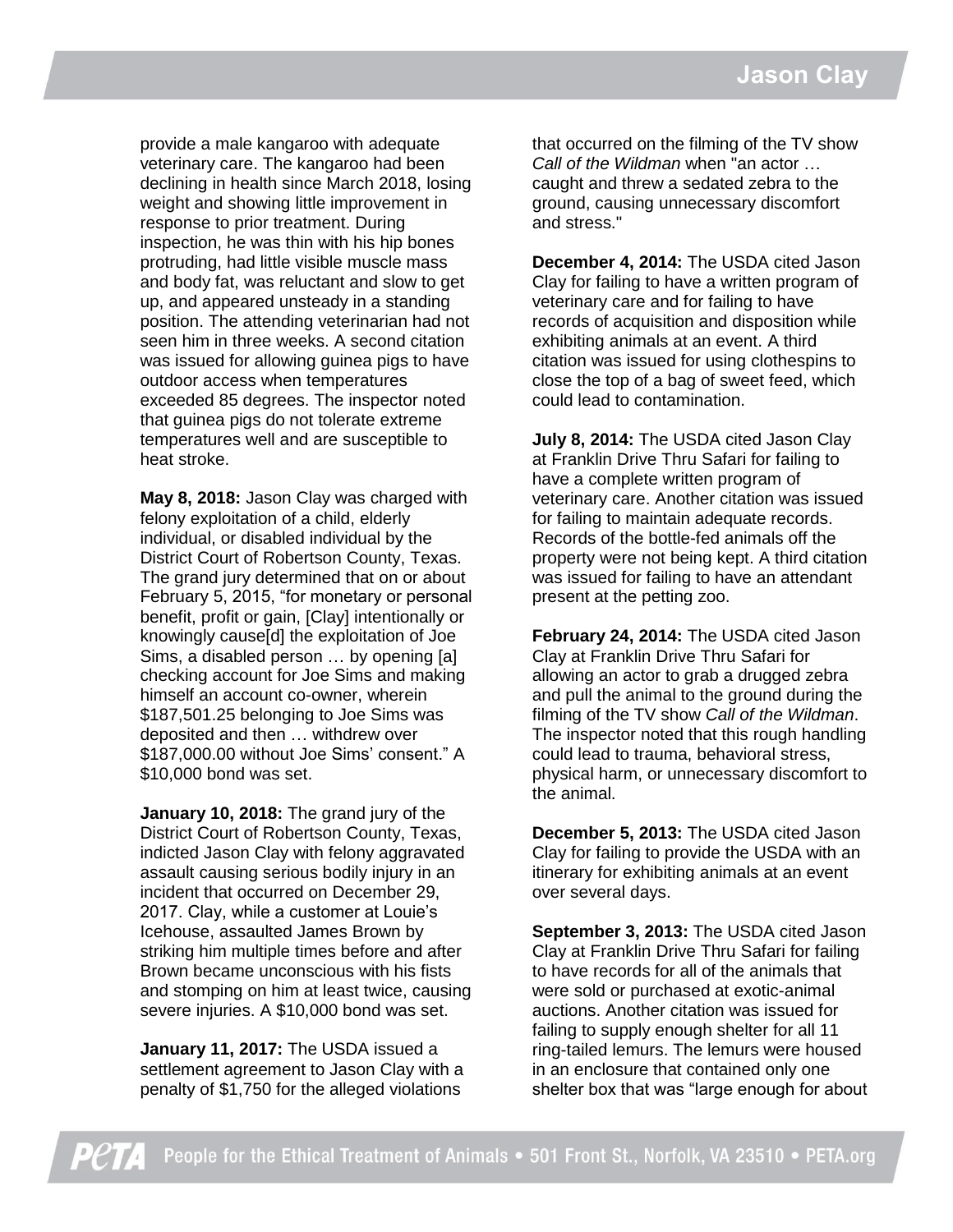provide a male kangaroo with adequate veterinary care. The kangaroo had been declining in health since March 2018, losing weight and showing little improvement in response to prior treatment. During inspection, he was thin with his hip bones protruding, had little visible muscle mass and body fat, was reluctant and slow to get up, and appeared unsteady in a standing position. The attending veterinarian had not seen him in three weeks. A second citation was issued for allowing guinea pigs to have outdoor access when temperatures exceeded 85 degrees. The inspector noted that guinea pigs do not tolerate extreme temperatures well and are susceptible to heat stroke.

**May 8, 2018:** Jason Clay was charged with felony exploitation of a child, elderly individual, or disabled individual by the District Court of Robertson County, Texas. The grand jury determined that on or about February 5, 2015, "for monetary or personal benefit, profit or gain, [Clay] intentionally or knowingly cause[d] the exploitation of Joe Sims, a disabled person … by opening [a] checking account for Joe Sims and making himself an account co-owner, wherein $187,501.25 belonging to Joe Sims was deposited and then … withdrew over $187,000.00 without Joe Sims' consent." A $10,000 bond was set.

**January 10, 2018:** The grand jury of the District Court of Robertson County, Texas, indicted Jason Clay with felony aggravated assault causing serious bodily injury in an incident that occurred on December 29, 2017. Clay, while a customer at Louie's Icehouse, assaulted James Brown by striking him multiple times before and after Brown became unconscious with his fists and stomping on him at least twice, causing severe injuries. A $10,000 bond was set.

**January 11, 2017:** The USDA issued a settlement agreement to Jason Clay with a penalty of $1,750 for the alleged violations that occurred on the filming of the TV show *Call of the Wildman* when "an actor … caught and threw a sedated zebra to the ground, causing unnecessary discomfort and stress."

**December 4, 2014:** The USDA cited Jason Clay for failing to have a written program of veterinary care and for failing to have records of acquisition and disposition while exhibiting animals at an event. A third citation was issued for using clothespins to close the top of a bag of sweet feed, which could lead to contamination.

**July 8, 2014:** The USDA cited Jason Clay at Franklin Drive Thru Safari for failing to have a complete written program of veterinary care. Another citation was issued for failing to maintain adequate records. Records of the bottle-fed animals off the property were not being kept. A third citation was issued for failing to have an attendant present at the petting zoo.

**February 24, 2014:** The USDA cited Jason Clay at Franklin Drive Thru Safari for allowing an actor to grab a drugged zebra and pull the animal to the ground during the filming of the TV show *Call of the Wildman*. The inspector noted that this rough handling could lead to trauma, behavioral stress, physical harm, or unnecessary discomfort to the animal.

**December 5, 2013:** The USDA cited Jason Clay for failing to provide the USDA with an itinerary for exhibiting animals at an event over several days.

**September 3, 2013:** The USDA cited Jason Clay at Franklin Drive Thru Safari for failing to have records for all of the animals that were sold or purchased at exotic-animal auctions. Another citation was issued for failing to supply enough shelter for all 11 ring-tailed lemurs. The lemurs were housed in an enclosure that contained only one shelter box that was "large enough for about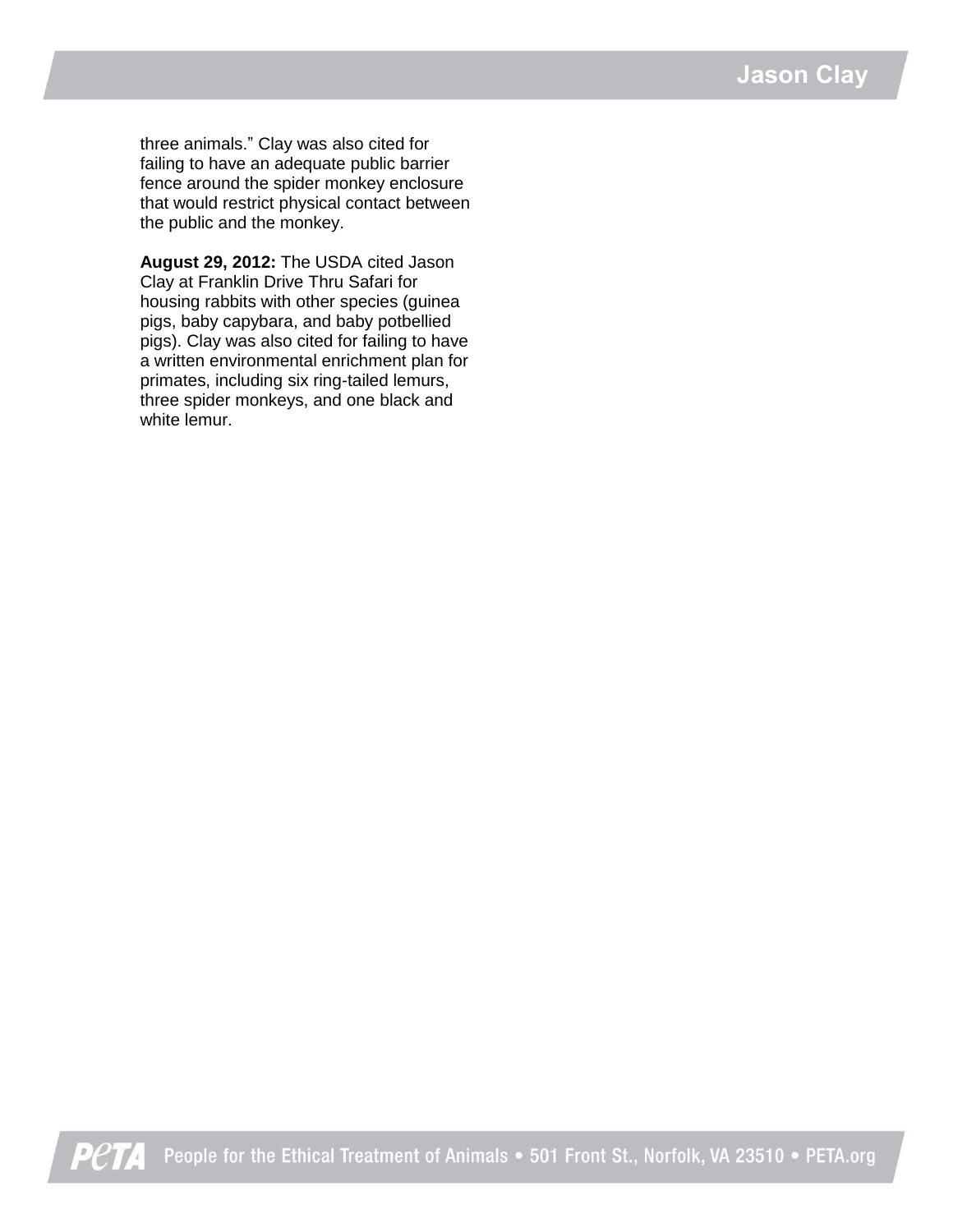three animals." Clay was also cited for failing to have an adequate public barrier fence around the spider monkey enclosure that would restrict physical contact between the public and the monkey.

**August 29, 2012:** The USDA cited Jason Clay at Franklin Drive Thru Safari for housing rabbits with other species (guinea pigs, baby capybara, and baby potbellied pigs). Clay was also cited for failing to have a written environmental enrichment plan for primates, including six ring-tailed lemurs, three spider monkeys, and one black and white lemur.